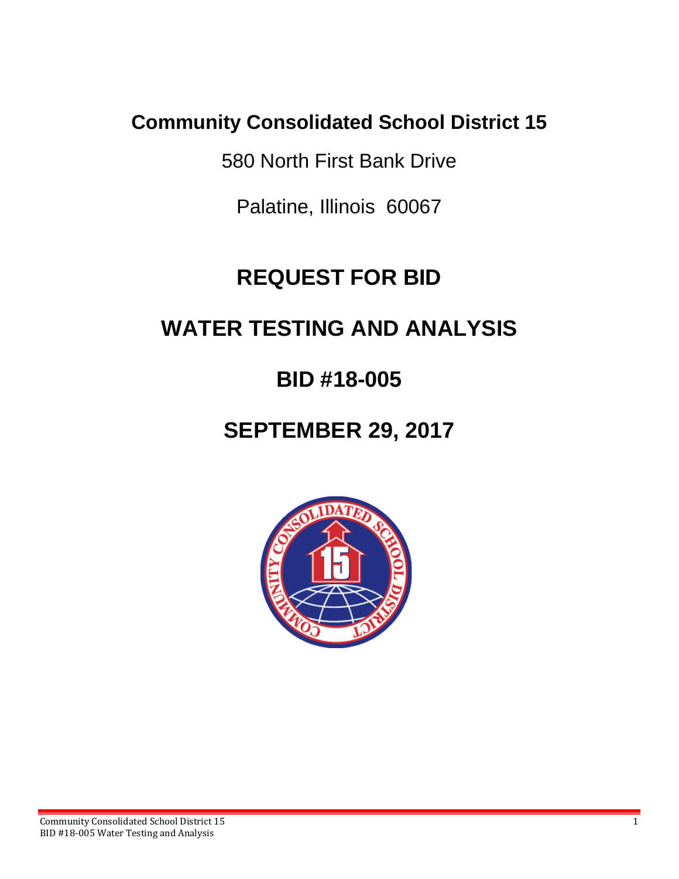# Community Consolidated School District 15

580 North First Bank Drive

Palatine, Illinois 60067

# REQUEST FOR BID

# WATER TESTING AND ANALYSIS

# BID #18-005

# SEPTEMBER 29, 2017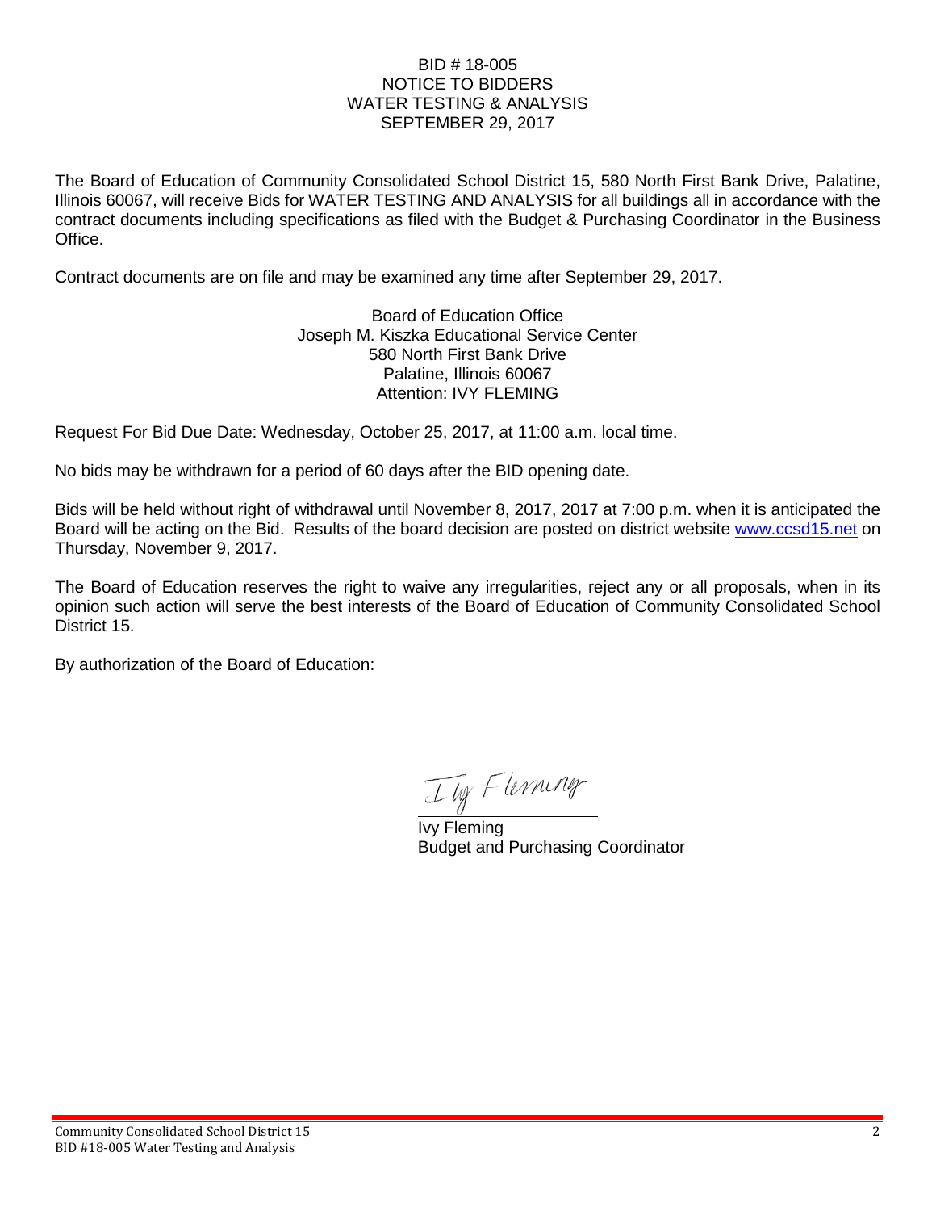BID # 18-005
NOTICE TO BIDDERS
WATER TESTING & ANALYSIS
SEPTEMBER 29, 2017

The Board of Education of Community Consolidated School District 15, 580 North First Bank Drive, Palatine, Illinois 60067, will receive Bids for WATER TESTING AND ANALYSIS for all buildings all in accordance with the contract documents including specifications as filed with the Budget & Purchasing Coordinator in the Business Office.

Contract documents are on file and may be examined any time after September 29, 2017.

Board of Education Office
Joseph M. Kiszka Educational Service Center
580 North First Bank Drive
Palatine, Illinois 60067
Attention: IVY FLEMING

Request For Bid Due Date: Wednesday, October 25, 2017, at 11:00 a.m. local time.

No bids may be withdrawn for a period of 60 days after the BID opening date.

Bids will be held without right of withdrawal until November 8, 2017, 2017 at 7:00 p.m. when it is anticipated the Board will be acting on the Bid. Results of the board decision are posted on district website www.ccsd15.net on Thursday, November 9, 2017.

The Board of Education reserves the right to waive any irregularities, reject any or all proposals, when in its opinion such action will serve the best interests of the Board of Education of Community Consolidated School District 15.

By authorization of the Board of Education:

Ivy Fleming
Budget and Purchasing Coordinator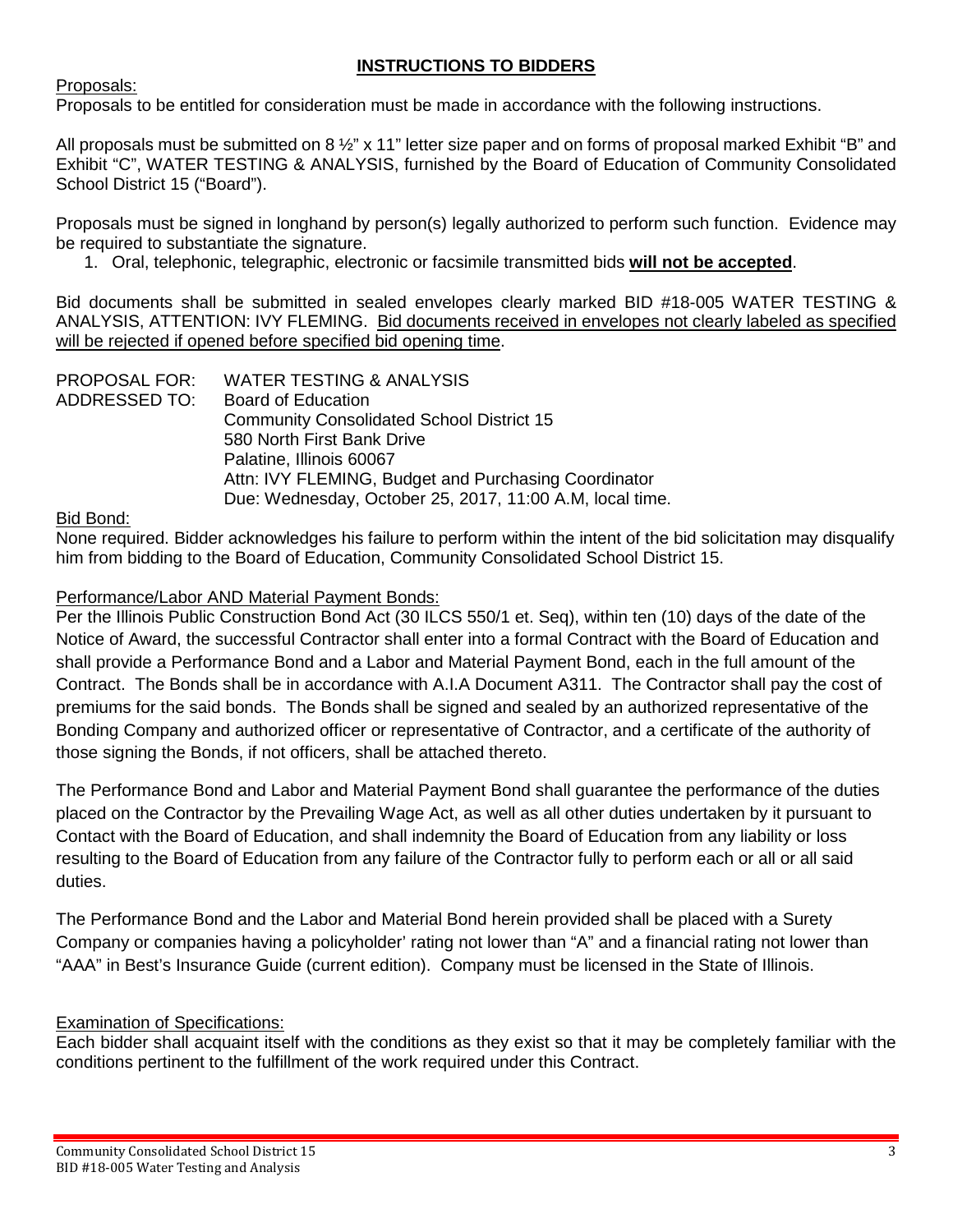## INSTRUCTIONS TO BIDDERS

Proposals:

Proposals to be entitled for consideration must be made in accordance with the following instructions.

All proposals must be submitted on 8 ½" x 11" letter size paper and on forms of proposal marked Exhibit "B" and Exhibit "C", WATER TESTING & ANALYSIS, furnished by the Board of Education of Community Consolidated School District 15 ("Board").

Proposals must be signed in longhand by person(s) legally authorized to perform such function. Evidence may be required to substantiate the signature.

1. Oral, telephonic, telegraphic, electronic or facsimile transmitted bids **will not be accepted**.

Bid documents shall be submitted in sealed envelopes clearly marked BID #18-005 WATER TESTING & ANALYSIS, ATTENTION: IVY FLEMING. Bid documents received in envelopes not clearly labeled as specified will be rejected if opened before specified bid opening time.

PROPOSAL FOR: WATER TESTING & ANALYSIS
ADDRESSED TO: Board of Education
Community Consolidated School District 15
580 North First Bank Drive
Palatine, Illinois 60067
Attn: IVY FLEMING, Budget and Purchasing Coordinator
Due: Wednesday, October 25, 2017, 11:00 A.M, local time.

Bid Bond:

None required. Bidder acknowledges his failure to perform within the intent of the bid solicitation may disqualify him from bidding to the Board of Education, Community Consolidated School District 15.

Performance/Labor AND Material Payment Bonds:

Per the Illinois Public Construction Bond Act (30 ILCS 550/1 et. Seq), within ten (10) days of the date of the Notice of Award, the successful Contractor shall enter into a formal Contract with the Board of Education and shall provide a Performance Bond and a Labor and Material Payment Bond, each in the full amount of the Contract. The Bonds shall be in accordance with A.I.A Document A311. The Contractor shall pay the cost of premiums for the said bonds. The Bonds shall be signed and sealed by an authorized representative of the Bonding Company and authorized officer or representative of Contractor, and a certificate of the authority of those signing the Bonds, if not officers, shall be attached thereto.

The Performance Bond and Labor and Material Payment Bond shall guarantee the performance of the duties placed on the Contractor by the Prevailing Wage Act, as well as all other duties undertaken by it pursuant to Contact with the Board of Education, and shall indemnity the Board of Education from any liability or loss resulting to the Board of Education from any failure of the Contractor fully to perform each or all or all said duties.

The Performance Bond and the Labor and Material Bond herein provided shall be placed with a Surety Company or companies having a policyholder' rating not lower than "A" and a financial rating not lower than "AAA" in Best's Insurance Guide (current edition). Company must be licensed in the State of Illinois.

Examination of Specifications:

Each bidder shall acquaint itself with the conditions as they exist so that it may be completely familiar with the conditions pertinent to the fulfillment of the work required under this Contract.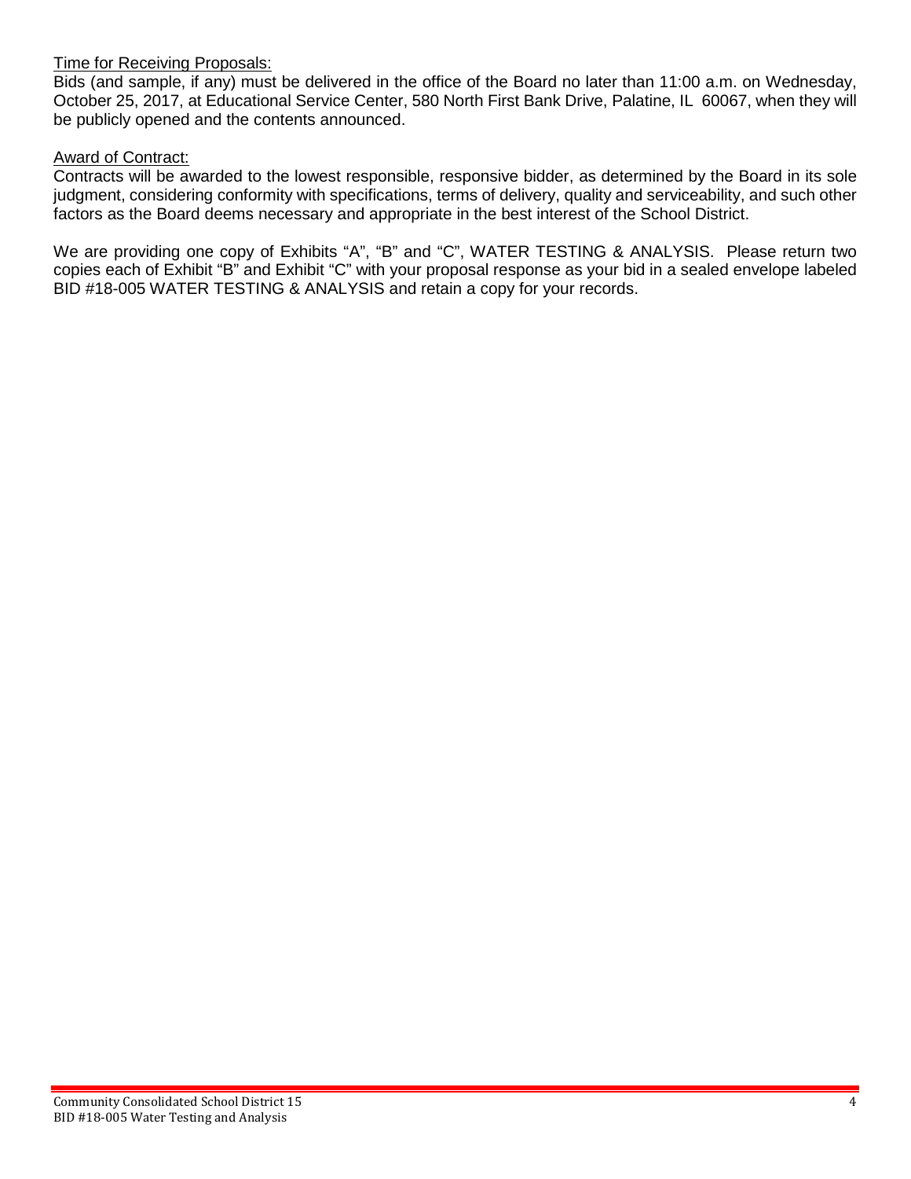<u>Time for Receiving Proposals:</u>

Bids (and sample, if any) must be delivered in the office of the Board no later than 11:00 a.m. on Wednesday, October 25, 2017, at Educational Service Center, 580 North First Bank Drive, Palatine, IL 60067, when they will be publicly opened and the contents announced.

<u>Award of Contract:</u>

Contracts will be awarded to the lowest responsible, responsive bidder, as determined by the Board in its sole judgment, considering conformity with specifications, terms of delivery, quality and serviceability, and such other factors as the Board deems necessary and appropriate in the best interest of the School District.

We are providing one copy of Exhibits "A", "B" and "C", WATER TESTING & ANALYSIS. Please return two copies each of Exhibit "B" and Exhibit "C" with your proposal response as your bid in a sealed envelope labeled BID #18-005 WATER TESTING & ANALYSIS and retain a copy for your records.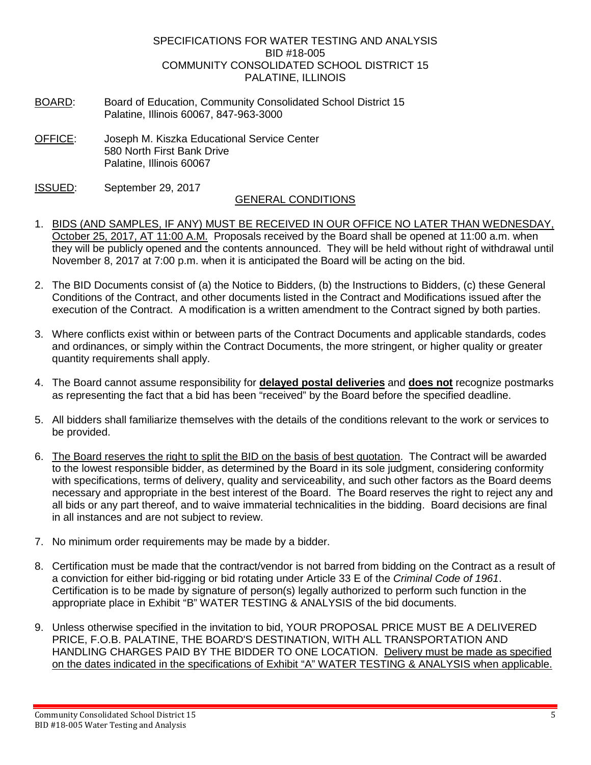SPECIFICATIONS FOR WATER TESTING AND ANALYSIS
BID #18-005
COMMUNITY CONSOLIDATED SCHOOL DISTRICT 15
PALATINE, ILLINOIS

BOARD: Board of Education, Community Consolidated School District 15
Palatine, Illinois 60067, 847-963-3000

OFFICE: Joseph M. Kiszka Educational Service Center
580 North First Bank Drive
Palatine, Illinois 60067

ISSUED: September 29, 2017

## GENERAL CONDITIONS

1. BIDS (AND SAMPLES, IF ANY) MUST BE RECEIVED IN OUR OFFICE NO LATER THAN WEDNESDAY, October 25, 2017, AT 11:00 A.M. Proposals received by the Board shall be opened at 11:00 a.m. when they will be publicly opened and the contents announced. They will be held without right of withdrawal until November 8, 2017 at 7:00 p.m. when it is anticipated the Board will be acting on the bid.

2. The BID Documents consist of (a) the Notice to Bidders, (b) the Instructions to Bidders, (c) these General Conditions of the Contract, and other documents listed in the Contract and Modifications issued after the execution of the Contract. A modification is a written amendment to the Contract signed by both parties.

3. Where conflicts exist within or between parts of the Contract Documents and applicable standards, codes and ordinances, or simply within the Contract Documents, the more stringent, or higher quality or greater quantity requirements shall apply.

4. The Board cannot assume responsibility for **delayed postal deliveries** and **does not** recognize postmarks as representing the fact that a bid has been "received" by the Board before the specified deadline.

5. All bidders shall familiarize themselves with the details of the conditions relevant to the work or services to be provided.

6. The Board reserves the right to split the BID on the basis of best quotation. The Contract will be awarded to the lowest responsible bidder, as determined by the Board in its sole judgment, considering conformity with specifications, terms of delivery, quality and serviceability, and such other factors as the Board deems necessary and appropriate in the best interest of the Board. The Board reserves the right to reject any and all bids or any part thereof, and to waive immaterial technicalities in the bidding. Board decisions are final in all instances and are not subject to review.

7. No minimum order requirements may be made by a bidder.

8. Certification must be made that the contract/vendor is not barred from bidding on the Contract as a result of a conviction for either bid-rigging or bid rotating under Article 33 E of the *Criminal Code of 1961*. Certification is to be made by signature of person(s) legally authorized to perform such function in the appropriate place in Exhibit "B" WATER TESTING & ANALYSIS of the bid documents.

9. Unless otherwise specified in the invitation to bid, YOUR PROPOSAL PRICE MUST BE A DELIVERED PRICE, F.O.B. PALATINE, THE BOARD'S DESTINATION, WITH ALL TRANSPORTATION AND HANDLING CHARGES PAID BY THE BIDDER TO ONE LOCATION. Delivery must be made as specified on the dates indicated in the specifications of Exhibit "A" WATER TESTING & ANALYSIS when applicable.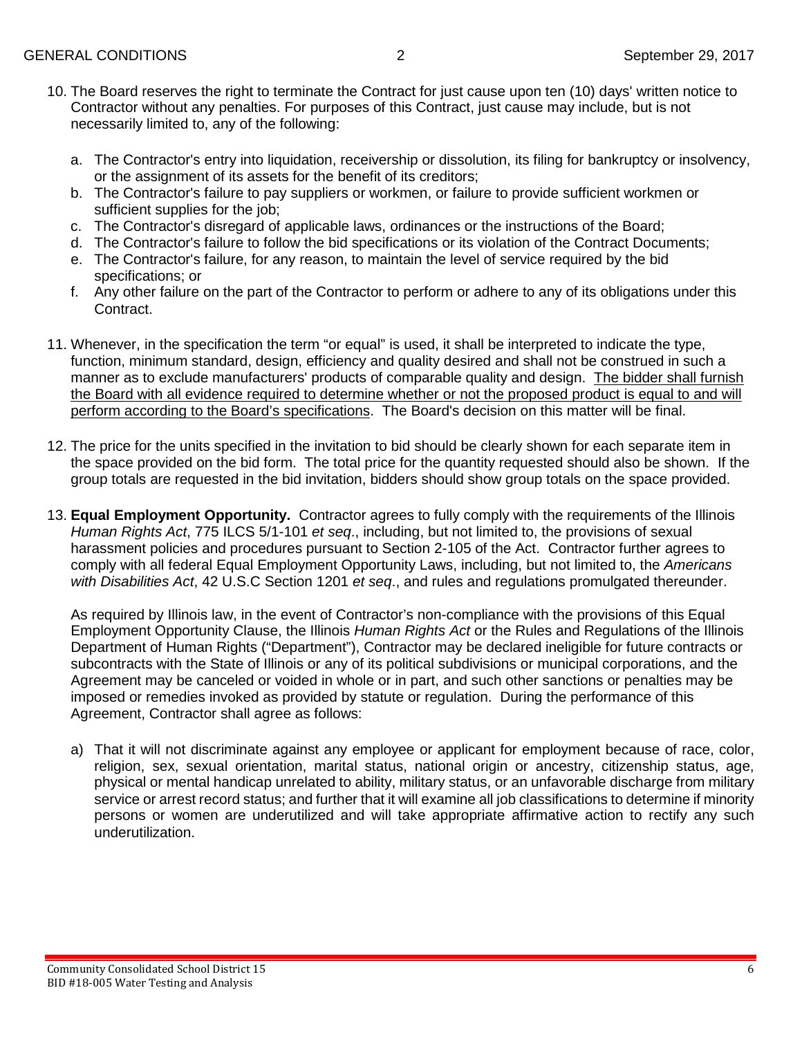10. The Board reserves the right to terminate the Contract for just cause upon ten (10) days' written notice to Contractor without any penalties. For purposes of this Contract, just cause may include, but is not necessarily limited to, any of the following:

    a. The Contractor's entry into liquidation, receivership or dissolution, its filing for bankruptcy or insolvency, or the assignment of its assets for the benefit of its creditors;
    b. The Contractor's failure to pay suppliers or workmen, or failure to provide sufficient workmen or sufficient supplies for the job;
    c. The Contractor's disregard of applicable laws, ordinances or the instructions of the Board;
    d. The Contractor's failure to follow the bid specifications or its violation of the Contract Documents;
    e. The Contractor's failure, for any reason, to maintain the level of service required by the bid specifications; or
    f. Any other failure on the part of the Contractor to perform or adhere to any of its obligations under this Contract.

11. Whenever, in the specification the term "or equal" is used, it shall be interpreted to indicate the type, function, minimum standard, design, efficiency and quality desired and shall not be construed in such a manner as to exclude manufacturers' products of comparable quality and design. <u>The bidder shall furnish the Board with all evidence required to determine whether or not the proposed product is equal to and will perform according to the Board's specifications</u>. The Board's decision on this matter will be final.

12. The price for the units specified in the invitation to bid should be clearly shown for each separate item in the space provided on the bid form. The total price for the quantity requested should also be shown. If the group totals are requested in the bid invitation, bidders should show group totals on the space provided.

13. **Equal Employment Opportunity.** Contractor agrees to fully comply with the requirements of the Illinois *Human Rights Act*, 775 ILCS 5/1-101 *et seq*., including, but not limited to, the provisions of sexual harassment policies and procedures pursuant to Section 2-105 of the Act. Contractor further agrees to comply with all federal Equal Employment Opportunity Laws, including, but not limited to, the *Americans with Disabilities Act*, 42 U.S.C Section 1201 *et seq*., and rules and regulations promulgated thereunder.

    As required by Illinois law, in the event of Contractor's non-compliance with the provisions of this Equal Employment Opportunity Clause, the Illinois *Human Rights Act* or the Rules and Regulations of the Illinois Department of Human Rights ("Department"), Contractor may be declared ineligible for future contracts or subcontracts with the State of Illinois or any of its political subdivisions or municipal corporations, and the Agreement may be canceled or voided in whole or in part, and such other sanctions or penalties may be imposed or remedies invoked as provided by statute or regulation. During the performance of this Agreement, Contractor shall agree as follows:

    a) That it will not discriminate against any employee or applicant for employment because of race, color, religion, sex, sexual orientation, marital status, national origin or ancestry, citizenship status, age, physical or mental handicap unrelated to ability, military status, or an unfavorable discharge from military service or arrest record status; and further that it will examine all job classifications to determine if minority persons or women are underutilized and will take appropriate affirmative action to rectify any such underutilization.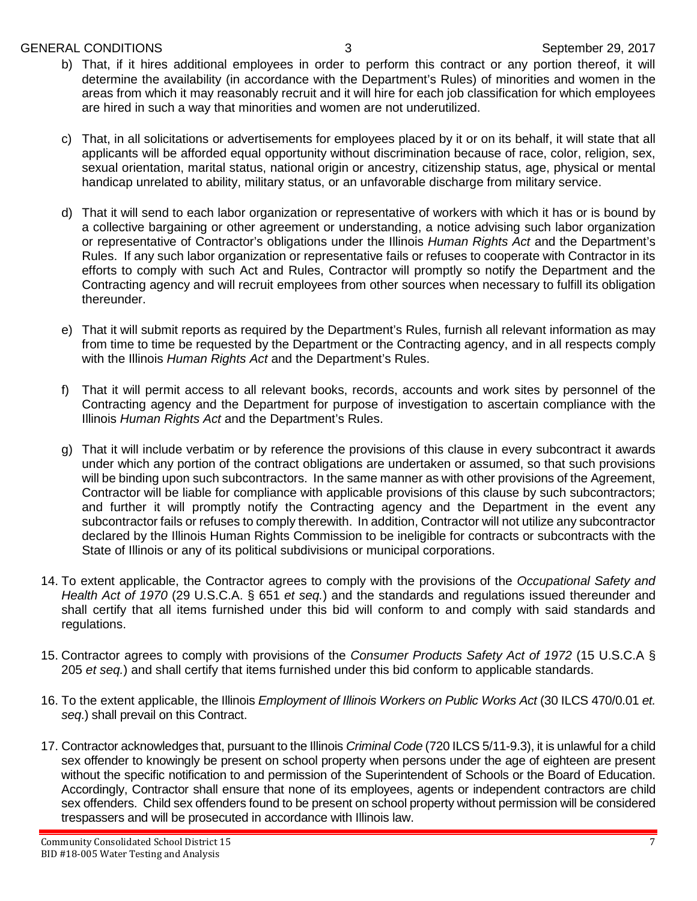b) That, if it hires additional employees in order to perform this contract or any portion thereof, it will determine the availability (in accordance with the Department's Rules) of minorities and women in the areas from which it may reasonably recruit and it will hire for each job classification for which employees are hired in such a way that minorities and women are not underutilized.

c) That, in all solicitations or advertisements for employees placed by it or on its behalf, it will state that all applicants will be afforded equal opportunity without discrimination because of race, color, religion, sex, sexual orientation, marital status, national origin or ancestry, citizenship status, age, physical or mental handicap unrelated to ability, military status, or an unfavorable discharge from military service.

d) That it will send to each labor organization or representative of workers with which it has or is bound by a collective bargaining or other agreement or understanding, a notice advising such labor organization or representative of Contractor's obligations under the Illinois *Human Rights Act* and the Department's Rules. If any such labor organization or representative fails or refuses to cooperate with Contractor in its efforts to comply with such Act and Rules, Contractor will promptly so notify the Department and the Contracting agency and will recruit employees from other sources when necessary to fulfill its obligation thereunder.

e) That it will submit reports as required by the Department's Rules, furnish all relevant information as may from time to time be requested by the Department or the Contracting agency, and in all respects comply with the Illinois *Human Rights Act* and the Department's Rules.

f) That it will permit access to all relevant books, records, accounts and work sites by personnel of the Contracting agency and the Department for purpose of investigation to ascertain compliance with the Illinois *Human Rights Act* and the Department's Rules.

g) That it will include verbatim or by reference the provisions of this clause in every subcontract it awards under which any portion of the contract obligations are undertaken or assumed, so that such provisions will be binding upon such subcontractors. In the same manner as with other provisions of the Agreement, Contractor will be liable for compliance with applicable provisions of this clause by such subcontractors; and further it will promptly notify the Contracting agency and the Department in the event any subcontractor fails or refuses to comply therewith. In addition, Contractor will not utilize any subcontractor declared by the Illinois Human Rights Commission to be ineligible for contracts or subcontracts with the State of Illinois or any of its political subdivisions or municipal corporations.

14. To extent applicable, the Contractor agrees to comply with the provisions of the *Occupational Safety and Health Act of 1970* (29 U.S.C.A. § 651 *et seq.*) and the standards and regulations issued thereunder and shall certify that all items furnished under this bid will conform to and comply with said standards and regulations.

15. Contractor agrees to comply with provisions of the *Consumer Products Safety Act of 1972* (15 U.S.C.A § 205 *et seq.*) and shall certify that items furnished under this bid conform to applicable standards.

16. To the extent applicable, the Illinois *Employment of Illinois Workers on Public Works Act* (30 ILCS 470/0.01 *et. seq.*) shall prevail on this Contract.

17. Contractor acknowledges that, pursuant to the Illinois *Criminal Code* (720 ILCS 5/11-9.3), it is unlawful for a child sex offender to knowingly be present on school property when persons under the age of eighteen are present without the specific notification to and permission of the Superintendent of Schools or the Board of Education. Accordingly, Contractor shall ensure that none of its employees, agents or independent contractors are child sex offenders. Child sex offenders found to be present on school property without permission will be considered trespassers and will be prosecuted in accordance with Illinois law.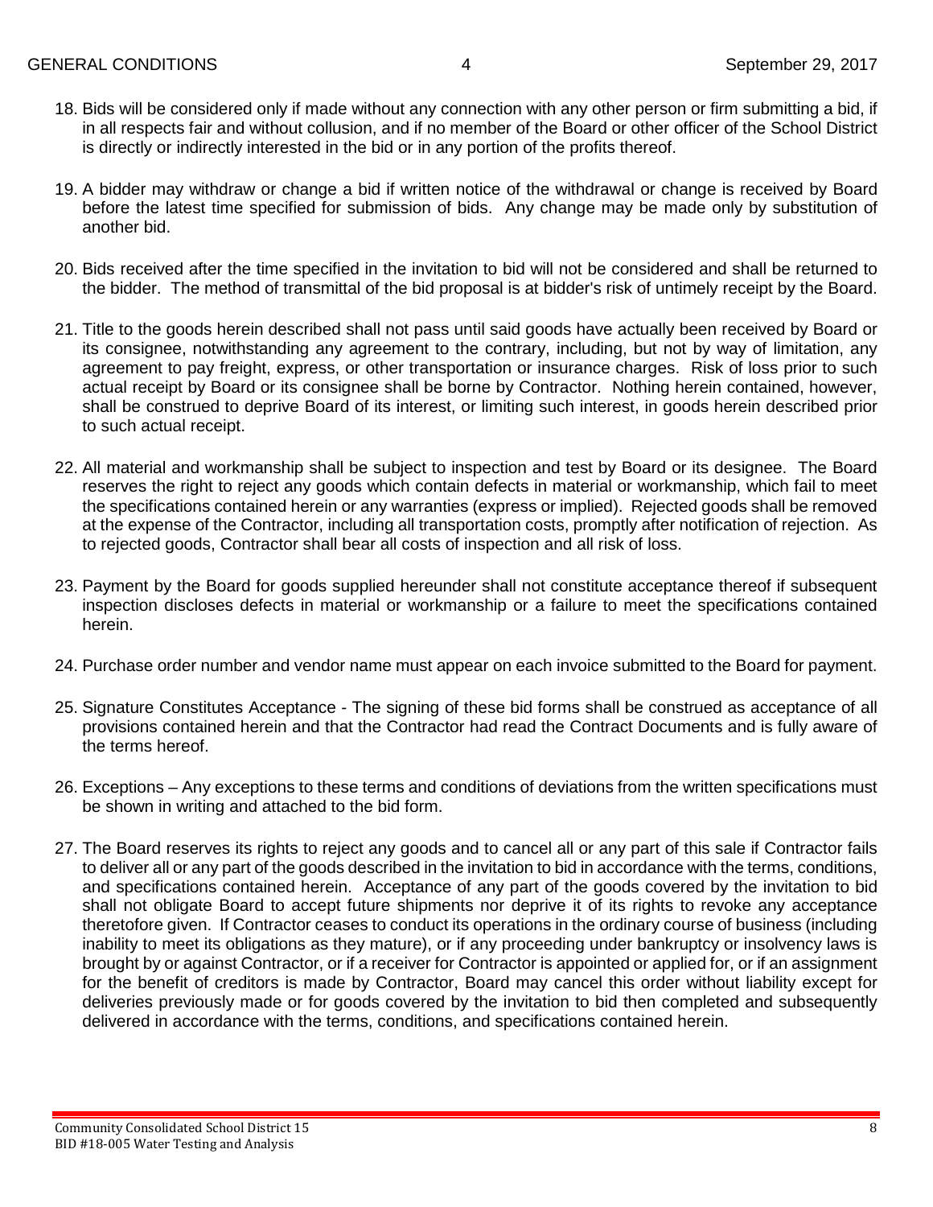18. Bids will be considered only if made without any connection with any other person or firm submitting a bid, if in all respects fair and without collusion, and if no member of the Board or other officer of the School District is directly or indirectly interested in the bid or in any portion of the profits thereof.

19. A bidder may withdraw or change a bid if written notice of the withdrawal or change is received by Board before the latest time specified for submission of bids. Any change may be made only by substitution of another bid.

20. Bids received after the time specified in the invitation to bid will not be considered and shall be returned to the bidder. The method of transmittal of the bid proposal is at bidder's risk of untimely receipt by the Board.

21. Title to the goods herein described shall not pass until said goods have actually been received by Board or its consignee, notwithstanding any agreement to the contrary, including, but not by way of limitation, any agreement to pay freight, express, or other transportation or insurance charges. Risk of loss prior to such actual receipt by Board or its consignee shall be borne by Contractor. Nothing herein contained, however, shall be construed to deprive Board of its interest, or limiting such interest, in goods herein described prior to such actual receipt.

22. All material and workmanship shall be subject to inspection and test by Board or its designee. The Board reserves the right to reject any goods which contain defects in material or workmanship, which fail to meet the specifications contained herein or any warranties (express or implied). Rejected goods shall be removed at the expense of the Contractor, including all transportation costs, promptly after notification of rejection. As to rejected goods, Contractor shall bear all costs of inspection and all risk of loss.

23. Payment by the Board for goods supplied hereunder shall not constitute acceptance thereof if subsequent inspection discloses defects in material or workmanship or a failure to meet the specifications contained herein.

24. Purchase order number and vendor name must appear on each invoice submitted to the Board for payment.

25. Signature Constitutes Acceptance - The signing of these bid forms shall be construed as acceptance of all provisions contained herein and that the Contractor had read the Contract Documents and is fully aware of the terms hereof.

26. Exceptions – Any exceptions to these terms and conditions of deviations from the written specifications must be shown in writing and attached to the bid form.

27. The Board reserves its rights to reject any goods and to cancel all or any part of this sale if Contractor fails to deliver all or any part of the goods described in the invitation to bid in accordance with the terms, conditions, and specifications contained herein. Acceptance of any part of the goods covered by the invitation to bid shall not obligate Board to accept future shipments nor deprive it of its rights to revoke any acceptance theretofore given. If Contractor ceases to conduct its operations in the ordinary course of business (including inability to meet its obligations as they mature), or if any proceeding under bankruptcy or insolvency laws is brought by or against Contractor, or if a receiver for Contractor is appointed or applied for, or if an assignment for the benefit of creditors is made by Contractor, Board may cancel this order without liability except for deliveries previously made or for goods covered by the invitation to bid then completed and subsequently delivered in accordance with the terms, conditions, and specifications contained herein.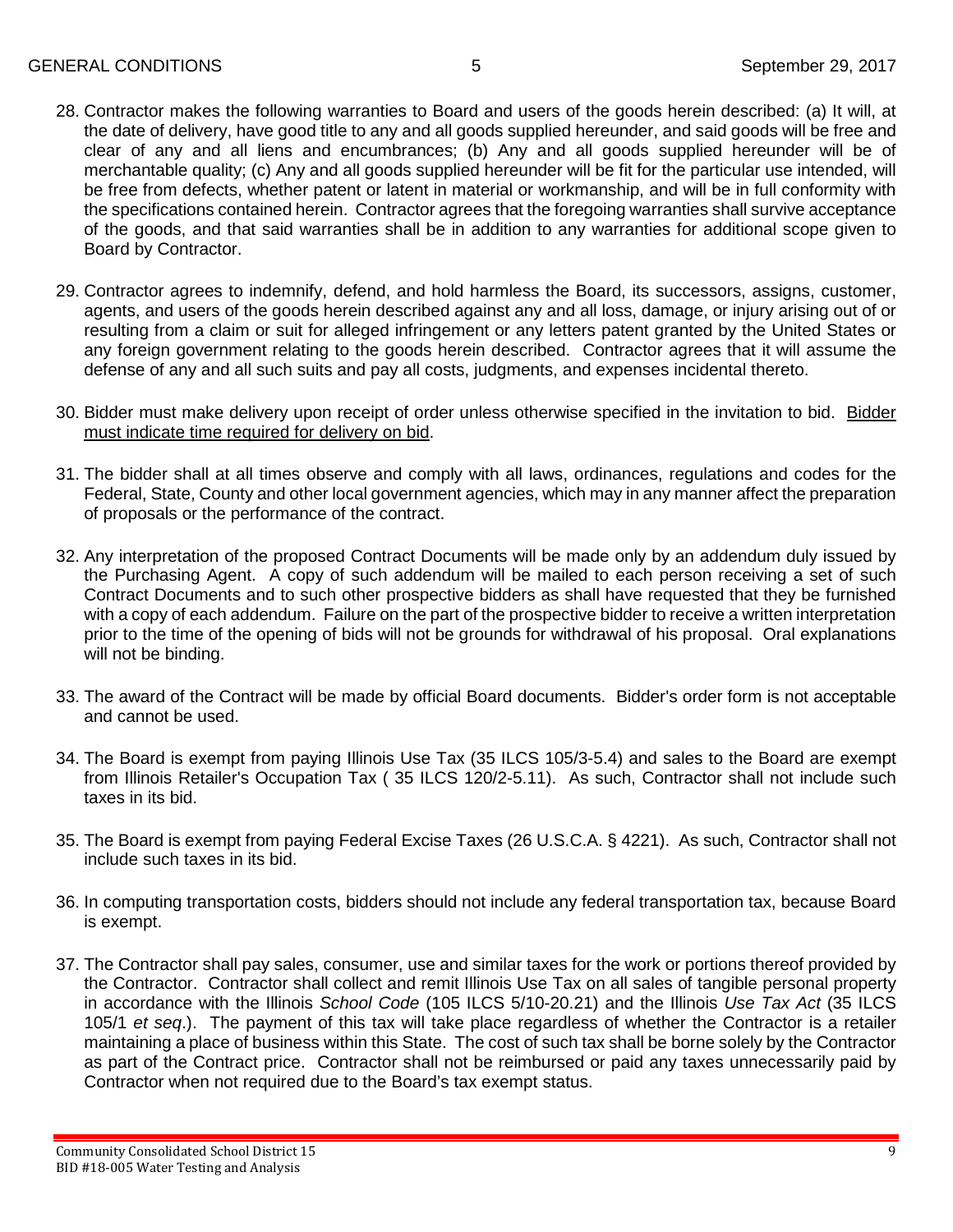28. Contractor makes the following warranties to Board and users of the goods herein described: (a) It will, at the date of delivery, have good title to any and all goods supplied hereunder, and said goods will be free and clear of any and all liens and encumbrances; (b) Any and all goods supplied hereunder will be of merchantable quality; (c) Any and all goods supplied hereunder will be fit for the particular use intended, will be free from defects, whether patent or latent in material or workmanship, and will be in full conformity with the specifications contained herein. Contractor agrees that the foregoing warranties shall survive acceptance of the goods, and that said warranties shall be in addition to any warranties for additional scope given to Board by Contractor.

29. Contractor agrees to indemnify, defend, and hold harmless the Board, its successors, assigns, customer, agents, and users of the goods herein described against any and all loss, damage, or injury arising out of or resulting from a claim or suit for alleged infringement or any letters patent granted by the United States or any foreign government relating to the goods herein described. Contractor agrees that it will assume the defense of any and all such suits and pay all costs, judgments, and expenses incidental thereto.

30. Bidder must make delivery upon receipt of order unless otherwise specified in the invitation to bid. <u>Bidder must indicate time required for delivery on bid</u>.

31. The bidder shall at all times observe and comply with all laws, ordinances, regulations and codes for the Federal, State, County and other local government agencies, which may in any manner affect the preparation of proposals or the performance of the contract.

32. Any interpretation of the proposed Contract Documents will be made only by an addendum duly issued by the Purchasing Agent. A copy of such addendum will be mailed to each person receiving a set of such Contract Documents and to such other prospective bidders as shall have requested that they be furnished with a copy of each addendum. Failure on the part of the prospective bidder to receive a written interpretation prior to the time of the opening of bids will not be grounds for withdrawal of his proposal. Oral explanations will not be binding.

33. The award of the Contract will be made by official Board documents. Bidder's order form is not acceptable and cannot be used.

34. The Board is exempt from paying Illinois Use Tax (35 ILCS 105/3-5.4) and sales to the Board are exempt from Illinois Retailer's Occupation Tax ( 35 ILCS 120/2-5.11). As such, Contractor shall not include such taxes in its bid.

35. The Board is exempt from paying Federal Excise Taxes (26 U.S.C.A. § 4221). As such, Contractor shall not include such taxes in its bid.

36. In computing transportation costs, bidders should not include any federal transportation tax, because Board is exempt.

37. The Contractor shall pay sales, consumer, use and similar taxes for the work or portions thereof provided by the Contractor. Contractor shall collect and remit Illinois Use Tax on all sales of tangible personal property in accordance with the Illinois *School Code* (105 ILCS 5/10-20.21) and the Illinois *Use Tax Act* (35 ILCS 105/1 *et seq*.). The payment of this tax will take place regardless of whether the Contractor is a retailer maintaining a place of business within this State. The cost of such tax shall be borne solely by the Contractor as part of the Contract price. Contractor shall not be reimbursed or paid any taxes unnecessarily paid by Contractor when not required due to the Board's tax exempt status.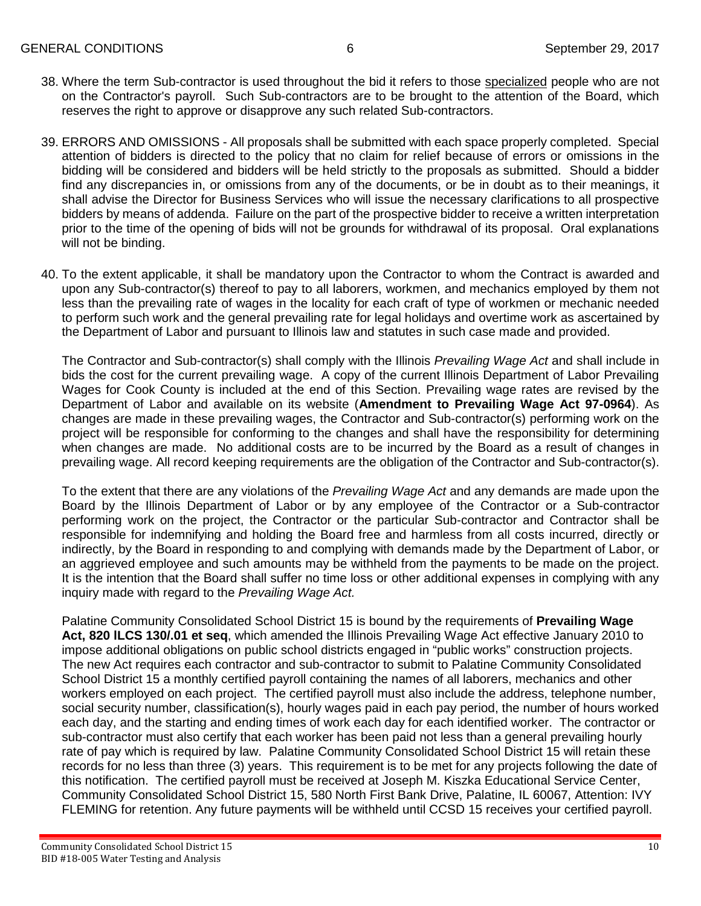38. Where the term Sub-contractor is used throughout the bid it refers to those specialized people who are not on the Contractor's payroll. Such Sub-contractors are to be brought to the attention of the Board, which reserves the right to approve or disapprove any such related Sub-contractors.

39. ERRORS AND OMISSIONS - All proposals shall be submitted with each space properly completed. Special attention of bidders is directed to the policy that no claim for relief because of errors or omissions in the bidding will be considered and bidders will be held strictly to the proposals as submitted. Should a bidder find any discrepancies in, or omissions from any of the documents, or be in doubt as to their meanings, it shall advise the Director for Business Services who will issue the necessary clarifications to all prospective bidders by means of addenda. Failure on the part of the prospective bidder to receive a written interpretation prior to the time of the opening of bids will not be grounds for withdrawal of its proposal. Oral explanations will not be binding.

40. To the extent applicable, it shall be mandatory upon the Contractor to whom the Contract is awarded and upon any Sub-contractor(s) thereof to pay to all laborers, workmen, and mechanics employed by them not less than the prevailing rate of wages in the locality for each craft of type of workmen or mechanic needed to perform such work and the general prevailing rate for legal holidays and overtime work as ascertained by the Department of Labor and pursuant to Illinois law and statutes in such case made and provided.

    The Contractor and Sub-contractor(s) shall comply with the Illinois *Prevailing Wage Act* and shall include in bids the cost for the current prevailing wage. A copy of the current Illinois Department of Labor Prevailing Wages for Cook County is included at the end of this Section. Prevailing wage rates are revised by the Department of Labor and available on its website (**Amendment to Prevailing Wage Act 97-0964**). As changes are made in these prevailing wages, the Contractor and Sub-contractor(s) performing work on the project will be responsible for conforming to the changes and shall have the responsibility for determining when changes are made. No additional costs are to be incurred by the Board as a result of changes in prevailing wage. All record keeping requirements are the obligation of the Contractor and Sub-contractor(s).

    To the extent that there are any violations of the *Prevailing Wage Act* and any demands are made upon the Board by the Illinois Department of Labor or by any employee of the Contractor or a Sub-contractor performing work on the project, the Contractor or the particular Sub-contractor and Contractor shall be responsible for indemnifying and holding the Board free and harmless from all costs incurred, directly or indirectly, by the Board in responding to and complying with demands made by the Department of Labor, or an aggrieved employee and such amounts may be withheld from the payments to be made on the project. It is the intention that the Board shall suffer no time loss or other additional expenses in complying with any inquiry made with regard to the *Prevailing Wage Act.*

    Palatine Community Consolidated School District 15 is bound by the requirements of **Prevailing Wage Act, 820 ILCS 130/.01 et seq**, which amended the Illinois Prevailing Wage Act effective January 2010 to impose additional obligations on public school districts engaged in "public works" construction projects. The new Act requires each contractor and sub-contractor to submit to Palatine Community Consolidated School District 15 a monthly certified payroll containing the names of all laborers, mechanics and other workers employed on each project. The certified payroll must also include the address, telephone number, social security number, classification(s), hourly wages paid in each pay period, the number of hours worked each day, and the starting and ending times of work each day for each identified worker. The contractor or sub-contractor must also certify that each worker has been paid not less than a general prevailing hourly rate of pay which is required by law. Palatine Community Consolidated School District 15 will retain these records for no less than three (3) years. This requirement is to be met for any projects following the date of this notification. The certified payroll must be received at Joseph M. Kiszka Educational Service Center, Community Consolidated School District 15, 580 North First Bank Drive, Palatine, IL 60067, Attention: IVY FLEMING for retention. Any future payments will be withheld until CCSD 15 receives your certified payroll.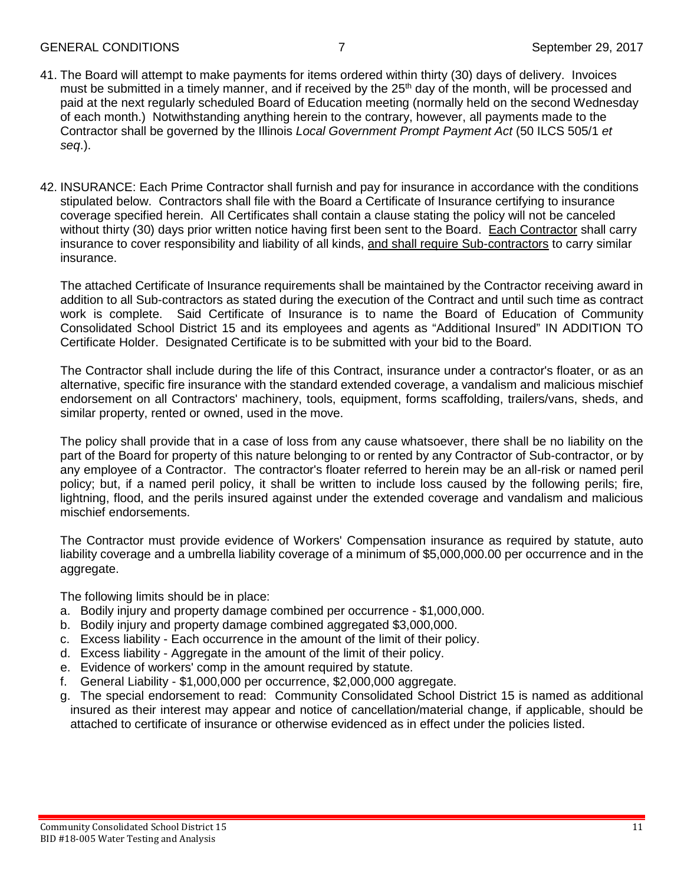41. The Board will attempt to make payments for items ordered within thirty (30) days of delivery. Invoices must be submitted in a timely manner, and if received by the 25th day of the month, will be processed and paid at the next regularly scheduled Board of Education meeting (normally held on the second Wednesday of each month.) Notwithstanding anything herein to the contrary, however, all payments made to the Contractor shall be governed by the Illinois *Local Government Prompt Payment Act* (50 ILCS 505/1 *et seq*.).

42. INSURANCE: Each Prime Contractor shall furnish and pay for insurance in accordance with the conditions stipulated below. Contractors shall file with the Board a Certificate of Insurance certifying to insurance coverage specified herein. All Certificates shall contain a clause stating the policy will not be canceled without thirty (30) days prior written notice having first been sent to the Board. <u>Each Contractor</u> shall carry insurance to cover responsibility and liability of all kinds, <u>and shall require Sub-contractors</u> to carry similar insurance.

    The attached Certificate of Insurance requirements shall be maintained by the Contractor receiving award in addition to all Sub-contractors as stated during the execution of the Contract and until such time as contract work is complete. Said Certificate of Insurance is to name the Board of Education of Community Consolidated School District 15 and its employees and agents as "Additional Insured" IN ADDITION TO Certificate Holder. Designated Certificate is to be submitted with your bid to the Board.

    The Contractor shall include during the life of this Contract, insurance under a contractor's floater, or as an alternative, specific fire insurance with the standard extended coverage, a vandalism and malicious mischief endorsement on all Contractors' machinery, tools, equipment, forms scaffolding, trailers/vans, sheds, and similar property, rented or owned, used in the move.

    The policy shall provide that in a case of loss from any cause whatsoever, there shall be no liability on the part of the Board for property of this nature belonging to or rented by any Contractor of Sub-contractor, or by any employee of a Contractor. The contractor's floater referred to herein may be an all-risk or named peril policy; but, if a named peril policy, it shall be written to include loss caused by the following perils; fire, lightning, flood, and the perils insured against under the extended coverage and vandalism and malicious mischief endorsements.

    The Contractor must provide evidence of Workers' Compensation insurance as required by statute, auto liability coverage and a umbrella liability coverage of a minimum of $5,000,000.00 per occurrence and in the aggregate.

    The following limits should be in place:

    a. Bodily injury and property damage combined per occurrence - $1,000,000.
    b. Bodily injury and property damage combined aggregated $3,000,000.
    c. Excess liability - Each occurrence in the amount of the limit of their policy.
    d. Excess liability - Aggregate in the amount of the limit of their policy.
    e. Evidence of workers' comp in the amount required by statute.
    f. General Liability - $1,000,000 per occurrence, $2,000,000 aggregate.
    g. The special endorsement to read: Community Consolidated School District 15 is named as additional insured as their interest may appear and notice of cancellation/material change, if applicable, should be attached to certificate of insurance or otherwise evidenced as in effect under the policies listed.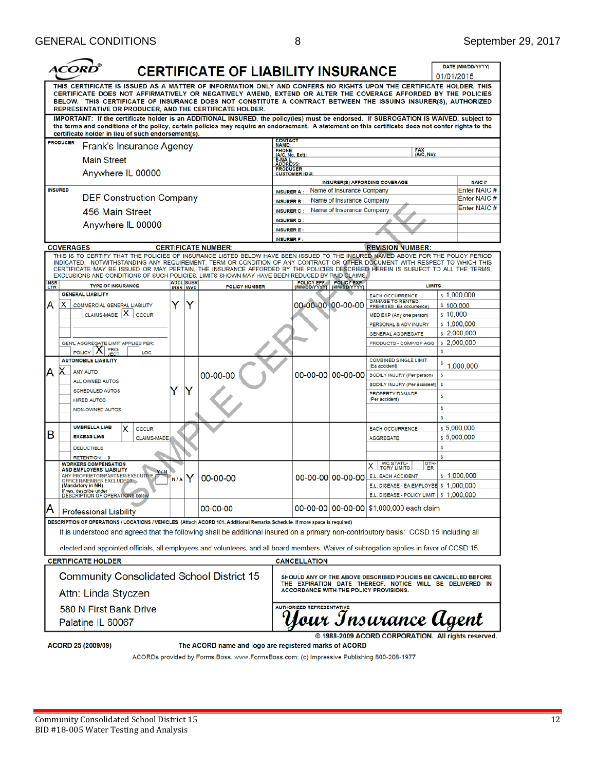# CERTIFICATE OF LIABILITY INSURANCE

**ACORD®** DATE (MM/DD/YYYY): 01/01/2015

THIS CERTIFICATE IS ISSUED AS A MATTER OF INFORMATION ONLY AND CONFERS NO RIGHTS UPON THE CERTIFICATE HOLDER. THIS CERTIFICATE DOES NOT AFFIRMATIVELY OR NEGATIVELY AMEND, EXTEND OR ALTER THE COVERAGE AFFORDED BY THE POLICIES BELOW. THIS CERTIFICATE OF INSURANCE DOES NOT CONSTITUTE A CONTRACT BETWEEN THE ISSUING INSURER(S), AUTHORIZED REPRESENTATIVE OR PRODUCER, AND THE CERTIFICATE HOLDER.

**IMPORTANT: If the certificate holder is an ADDITIONAL INSURED, the policy(ies) must be endorsed. If SUBROGATION IS WAIVED, subject to the terms and conditions of the policy, certain policies may require an endorsement. A statement on this certificate does not confer rights to the certificate holder in lieu of such endorsement(s).**

**PRODUCER**
Frank's Insurance Agency
Main Street
Anywhere IL 00000

CONTACT NAME:
PHONE (A/C, No, Ext): FAX (A/C, No):
E-MAIL ADDRESS:
PRODUCER CUSTOMER ID #:

**INSURED**
DEF Construction Company
456 Main Street
Anywhere IL 00000

| INSURER(S) AFFORDING COVERAGE | NAIC # |
|---|---|
| INSURER A: Name of Insurance Company | Enter NAIC # |
| INSURER B: Name of Insurance Company | Enter NAIC # |
| INSURER C: Name of Insurance Company | Enter NAIC # |
| INSURER D: | |
| INSURER E: | |
| INSURER F: | |

**COVERAGES** **CERTIFICATE NUMBER:** **REVISION NUMBER:**

THIS IS TO CERTIFY THAT THE POLICIES OF INSURANCE LISTED BELOW HAVE BEEN ISSUED TO THE INSURED NAMED ABOVE FOR THE POLICY PERIOD INDICATED. NOTWITHSTANDING ANY REQUIREMENT, TERM OR CONDITION OF ANY CONTRACT OR OTHER DOCUMENT WITH RESPECT TO WHICH THIS CERTIFICATE MAY BE ISSUED OR MAY PERTAIN, THE INSURANCE AFFORDED BY THE POLICIES DESCRIBED HEREIN IS SUBJECT TO ALL THE TERMS, EXCLUSIONS AND CONDITIONS OF SUCH POLICIES. LIMITS SHOWN MAY HAVE BEEN REDUCED BY PAID CLAIMS.

| INSR LTR | TYPE OF INSURANCE | ADDL INSR | SUBR WVD | POLICY NUMBER | POLICY EFF (MM/DD/YYYY) | POLICY EXP (MM/DD/YYYY) | LIMITS | |
|---|---|---|---|---|---|---|---|---|
| A | GENERAL LIABILITY: [X] COMMERCIAL GENERAL LIABILITY; CLAIMS-MADE [X] OCCUR; GEN'L AGGREGATE LIMIT APPLIES PER: POLICY [X] PROJECT LOC | Y | Y | | 00-00-00 | 00-00-00 | EACH OCCURRENCE | $ 1,000,000 |
| | | | | | | | DAMAGE TO RENTED PREMISES (Ea occurrence) | $ 100,000 |
| | | | | | | | MED EXP (Any one person) | $ 10,000 |
| | | | | | | | PERSONAL & ADV INJURY | $ 1,000,000 |
| | | | | | | | GENERAL AGGREGATE | $ 2,000,000 |
| | | | | | | | PRODUCTS - COMP/OP AGG | $ 2,000,000 |
| A | AUTOMOBILE LIABILITY: [X] ANY AUTO; ALL OWNED AUTOS; SCHEDULED AUTOS; HIRED AUTOS; NON-OWNED AUTOS | Y | Y | 00-00-00 | 00-00-00 | 00-00-00 | COMBINED SINGLE LIMIT (Ea accident) | $ 1,000,000 |
| | | | | | | | BODILY INJURY (Per person) | $ |
| | | | | | | | BODILY INJURY (Per accident) | $ |
| | | | | | | | PROPERTY DAMAGE (Per accident) | $ |
| B | UMBRELLA LIAB [X] OCCUR; EXCESS LIAB CLAIMS-MADE; DEDUCTIBLE; RETENTION $ | | | | | | EACH OCCURRENCE | $ 5,000,000 |
| | | | | | | | AGGREGATE | $ 5,000,000 |
| | WORKERS COMPENSATION AND EMPLOYERS' LIABILITY; ANY PROPRIETOR/PARTNER/EXECUTIVE OFFICER/MEMBER EXCLUDED? (Mandatory in NH) Y/N; If yes, describe under DESCRIPTION OF OPERATIONS below | N/A | Y | 00-00-00 | 00-00-00 | 00-00-00 | [X] WC STATUTORY LIMITS / OTHER | |
| | | | | | | | E.L. EACH ACCIDENT | $ 1,000,000 |
| | | | | | | | E.L. DISEASE - EA EMPLOYEE | $ 1,000,000 |
| | | | | | | | E.L. DISEASE - POLICY LIMIT | $ 1,000,000 |
| A | Professional Liability | | | 00-00-00 | 00-00-00 | 00-00-00 | $1,000,000 each claim | |

**DESCRIPTION OF OPERATIONS / LOCATIONS / VEHICLES** (Attach ACORD 101, Additional Remarks Schedule, if more space is required)

It is understood and agreed that the following shall be additional insured on a primary non-contributory basis: CCSD 15 including all elected and appointed officials, all employees and volunteers, and all board members. Waiver of subrogation applies in favor of CCSD 15.

**CERTIFICATE HOLDER**
Community Consolidated School District 15
Attn: Linda Styczen
580 N First Bank Drive
Palatine IL 60067

**CANCELLATION**
SHOULD ANY OF THE ABOVE DESCRIBED POLICIES BE CANCELLED BEFORE THE EXPIRATION DATE THEREOF, NOTICE WILL BE DELIVERED IN ACCORDANCE WITH THE POLICY PROVISIONS.

AUTHORIZED REPRESENTATIVE: *Your Insurance Agent*

SAMPLE CERTIFICATE

© 1988-2009 ACORD CORPORATION. All rights reserved.

ACORD 25 (2009/09) The ACORD name and logo are registered marks of ACORD

ACORDs provided by Forms Boss. www.FormsBoss.com; (c) Impressive Publishing 800-208-1977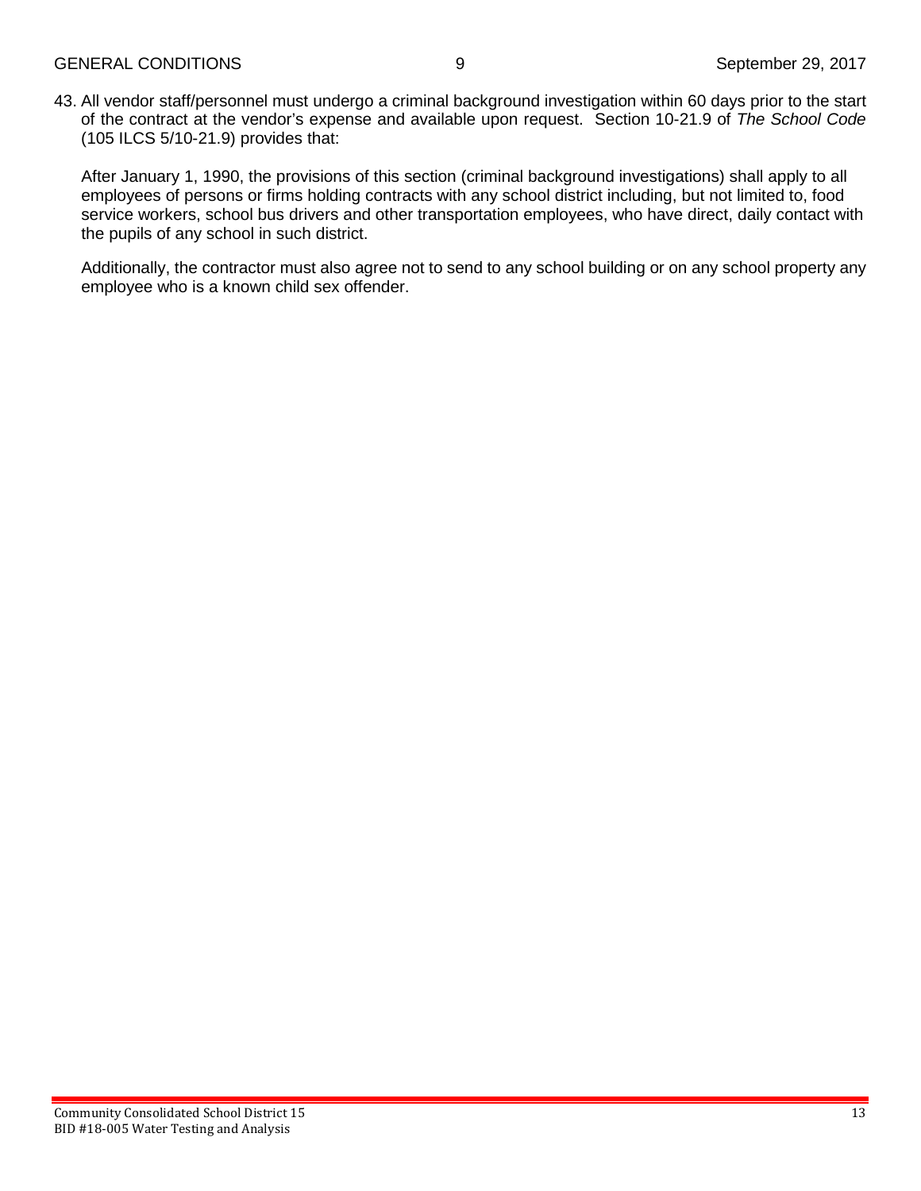43. All vendor staff/personnel must undergo a criminal background investigation within 60 days prior to the start of the contract at the vendor's expense and available upon request. Section 10-21.9 of *The School Code* (105 ILCS 5/10-21.9) provides that:

    After January 1, 1990, the provisions of this section (criminal background investigations) shall apply to all employees of persons or firms holding contracts with any school district including, but not limited to, food service workers, school bus drivers and other transportation employees, who have direct, daily contact with the pupils of any school in such district.

    Additionally, the contractor must also agree not to send to any school building or on any school property any employee who is a known child sex offender.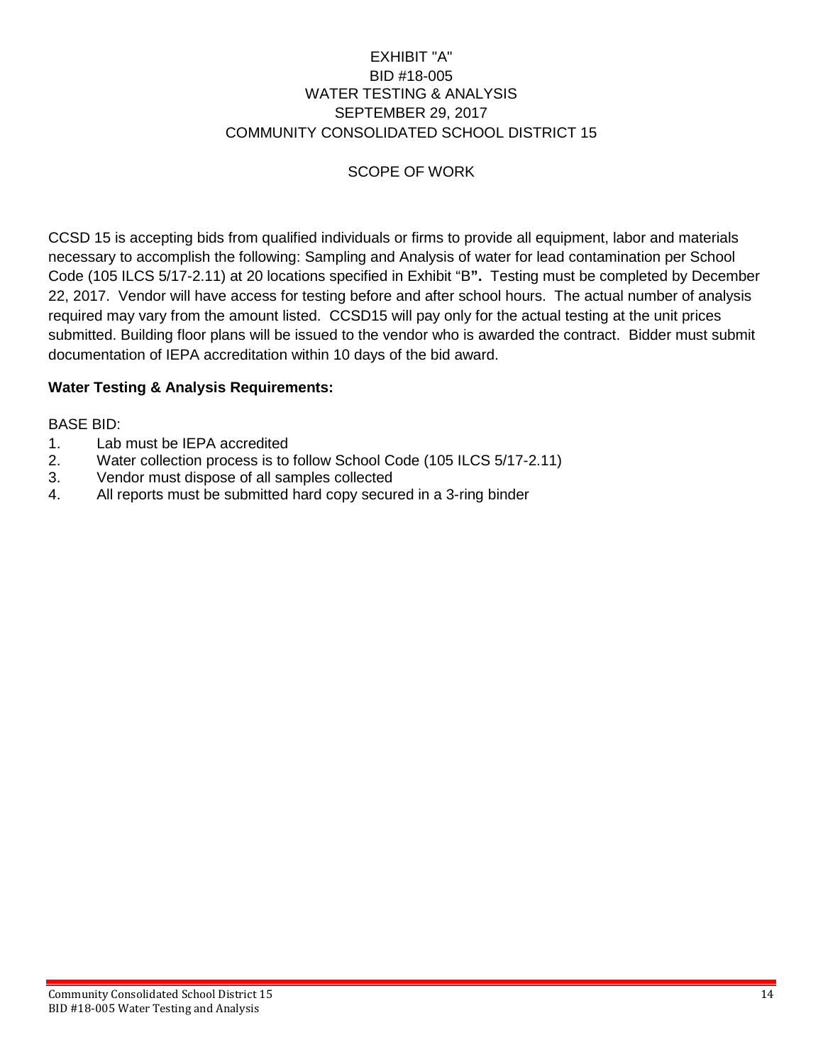EXHIBIT "A"
BID #18-005
WATER TESTING & ANALYSIS
SEPTEMBER 29, 2017
COMMUNITY CONSOLIDATED SCHOOL DISTRICT 15

SCOPE OF WORK

CCSD 15 is accepting bids from qualified individuals or firms to provide all equipment, labor and materials necessary to accomplish the following: Sampling and Analysis of water for lead contamination per School Code (105 ILCS 5/17-2.11) at 20 locations specified in Exhibit "B**".** Testing must be completed by December 22, 2017. Vendor will have access for testing before and after school hours. The actual number of analysis required may vary from the amount listed. CCSD15 will pay only for the actual testing at the unit prices submitted. Building floor plans will be issued to the vendor who is awarded the contract. Bidder must submit documentation of IEPA accreditation within 10 days of the bid award.

**Water Testing & Analysis Requirements:**

BASE BID:

1. Lab must be IEPA accredited
2. Water collection process is to follow School Code (105 ILCS 5/17-2.11)
3. Vendor must dispose of all samples collected
4. All reports must be submitted hard copy secured in a 3-ring binder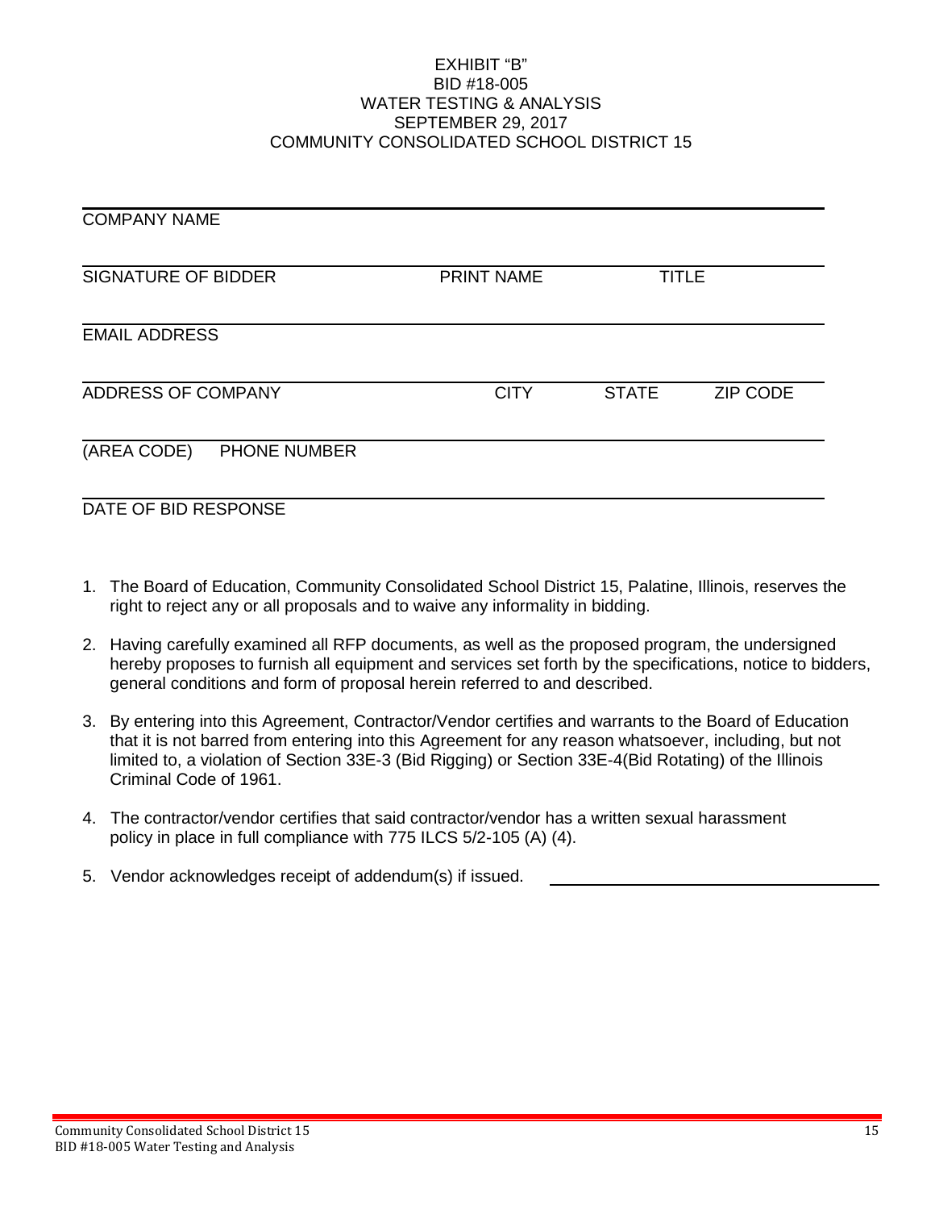EXHIBIT "B"
BID #18-005
WATER TESTING & ANALYSIS
SEPTEMBER 29, 2017
COMMUNITY CONSOLIDATED SCHOOL DISTRICT 15

______________________________________________
COMPANY NAME

______________________________________________
SIGNATURE OF BIDDER    PRINT NAME    TITLE

______________________________________________
EMAIL ADDRESS

______________________________________________
ADDRESS OF COMPANY    CITY    STATE    ZIP CODE

______________________________________________
(AREA CODE)    PHONE NUMBER

______________________________________________
DATE OF BID RESPONSE

1. The Board of Education, Community Consolidated School District 15, Palatine, Illinois, reserves the right to reject any or all proposals and to waive any informality in bidding.

2. Having carefully examined all RFP documents, as well as the proposed program, the undersigned hereby proposes to furnish all equipment and services set forth by the specifications, notice to bidders, general conditions and form of proposal herein referred to and described.

3. By entering into this Agreement, Contractor/Vendor certifies and warrants to the Board of Education that it is not barred from entering into this Agreement for any reason whatsoever, including, but not limited to, a violation of Section 33E-3 (Bid Rigging) or Section 33E-4(Bid Rotating) of the Illinois Criminal Code of 1961.

4. The contractor/vendor certifies that said contractor/vendor has a written sexual harassment policy in place in full compliance with 775 ILCS 5/2-105 (A) (4).

5. Vendor acknowledges receipt of addendum(s) if issued. ______________________________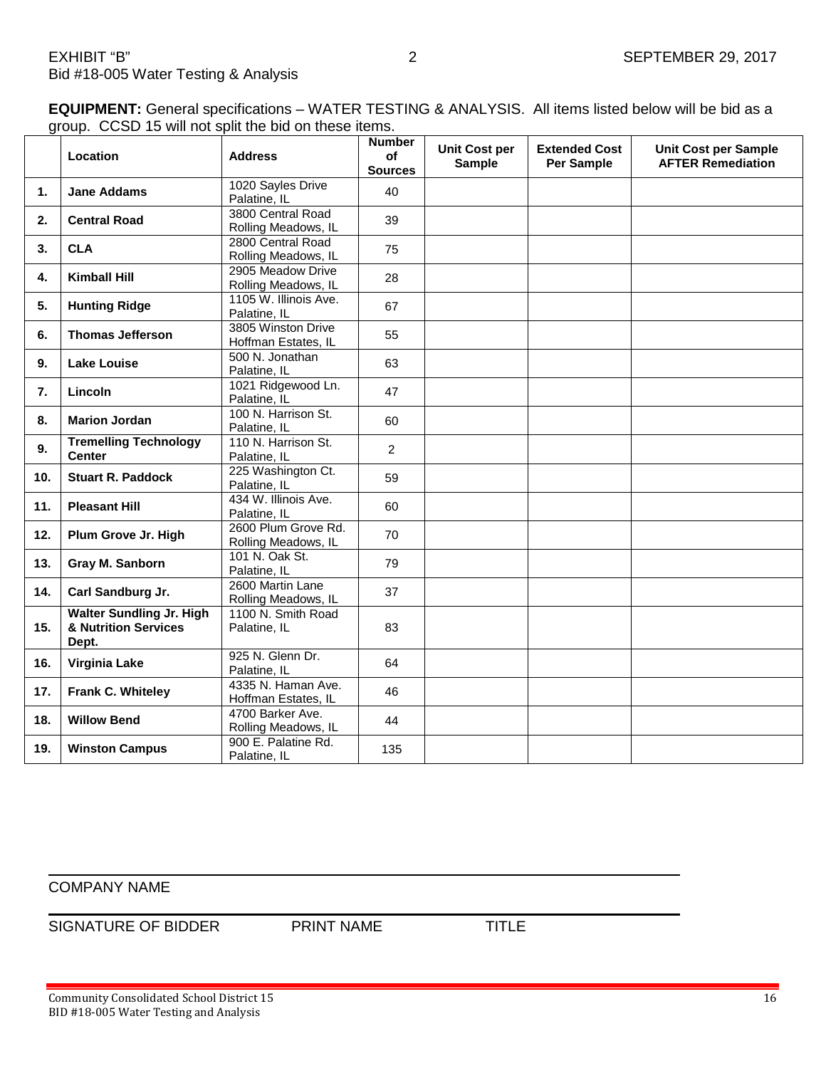EXHIBIT "B" 2 SEPTEMBER 29, 2017
Bid #18-005 Water Testing & Analysis

**EQUIPMENT:** General specifications – WATER TESTING & ANALYSIS. All items listed below will be bid as a group. CCSD 15 will not split the bid on these items.

| | Location | Address | Number of Sources | Unit Cost per Sample | Extended Cost Per Sample | Unit Cost per Sample AFTER Remediation |
|---|---|---|---|---|---|---|
| 1. | **Jane Addams** | 1020 Sayles Drive Palatine, IL | 40 | | | |
| 2. | **Central Road** | 3800 Central Road Rolling Meadows, IL | 39 | | | |
| 3. | **CLA** | 2800 Central Road Rolling Meadows, IL | 75 | | | |
| 4. | **Kimball Hill** | 2905 Meadow Drive Rolling Meadows, IL | 28 | | | |
| 5. | **Hunting Ridge** | 1105 W. Illinois Ave. Palatine, IL | 67 | | | |
| 6. | **Thomas Jefferson** | 3805 Winston Drive Hoffman Estates, IL | 55 | | | |
| 9. | **Lake Louise** | 500 N. Jonathan Palatine, IL | 63 | | | |
| 7. | **Lincoln** | 1021 Ridgewood Ln. Palatine, IL | 47 | | | |
| 8. | **Marion Jordan** | 100 N. Harrison St. Palatine, IL | 60 | | | |
| 9. | **Tremelling Technology Center** | 110 N. Harrison St. Palatine, IL | 2 | | | |
| 10. | **Stuart R. Paddock** | 225 Washington Ct. Palatine, IL | 59 | | | |
| 11. | **Pleasant Hill** | 434 W. Illinois Ave. Palatine, IL | 60 | | | |
| 12. | **Plum Grove Jr. High** | 2600 Plum Grove Rd. Rolling Meadows, IL | 70 | | | |
| 13. | **Gray M. Sanborn** | 101 N. Oak St. Palatine, IL | 79 | | | |
| 14. | **Carl Sandburg Jr.** | 2600 Martin Lane Rolling Meadows, IL | 37 | | | |
| 15. | **Walter Sundling Jr. High & Nutrition Services Dept.** | 1100 N. Smith Road Palatine, IL | 83 | | | |
| 16. | **Virginia Lake** | 925 N. Glenn Dr. Palatine, IL | 64 | | | |
| 17. | **Frank C. Whiteley** | 4335 N. Haman Ave. Hoffman Estates, IL | 46 | | | |
| 18. | **Willow Bend** | 4700 Barker Ave. Rolling Meadows, IL | 44 | | | |
| 19. | **Winston Campus** | 900 E. Palatine Rd. Palatine, IL | 135 | | | |

COMPANY NAME

SIGNATURE OF BIDDER PRINT NAME TITLE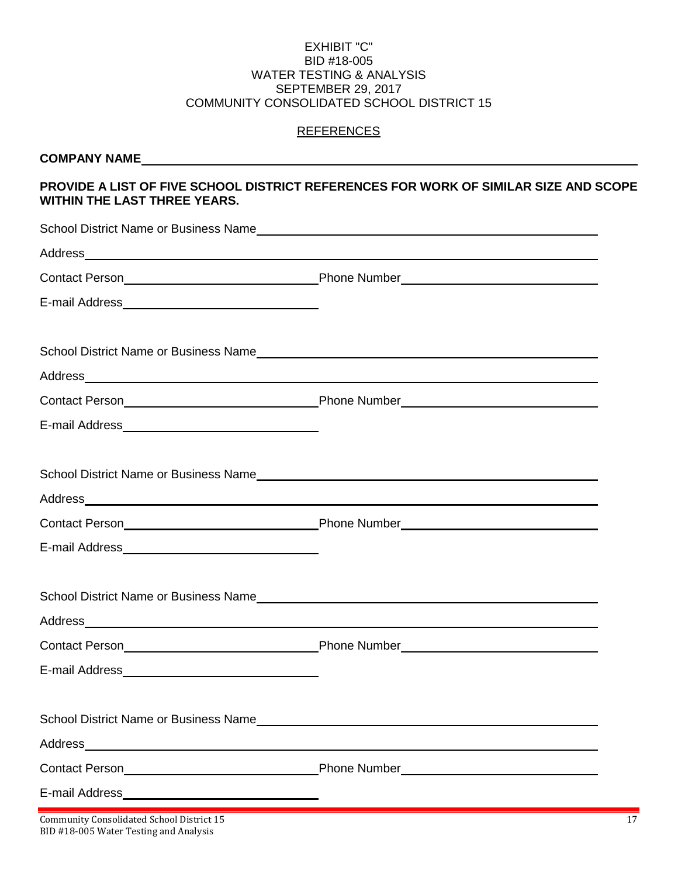EXHIBIT "C"
BID #18-005
WATER TESTING & ANALYSIS
SEPTEMBER 29, 2017
COMMUNITY CONSOLIDATED SCHOOL DISTRICT 15

## REFERENCES

**COMPANY NAME**\_\_\_\_\_\_\_\_\_\_\_\_\_\_\_\_\_\_\_\_\_\_\_\_\_\_\_\_\_\_\_\_\_\_\_\_\_\_\_\_\_\_\_\_\_\_\_\_

**PROVIDE A LIST OF FIVE SCHOOL DISTRICT REFERENCES FOR WORK OF SIMILAR SIZE AND SCOPE WITHIN THE LAST THREE YEARS.**

School District Name or Business Name\_\_\_\_\_\_\_\_\_\_\_\_\_\_\_\_\_\_\_\_\_\_\_\_\_\_\_\_\_\_\_\_

Address\_\_\_\_\_\_\_\_\_\_\_\_\_\_\_\_\_\_\_\_\_\_\_\_\_\_\_\_\_\_\_\_\_\_\_\_\_\_\_\_\_\_\_\_\_\_\_\_

Contact Person\_\_\_\_\_\_\_\_\_\_\_\_\_\_\_\_\_\_\_\_ Phone Number\_\_\_\_\_\_\_\_\_\_\_\_\_\_\_\_\_\_\_\_

E-mail Address\_\_\_\_\_\_\_\_\_\_\_\_\_\_\_\_\_\_\_\_

School District Name or Business Name\_\_\_\_\_\_\_\_\_\_\_\_\_\_\_\_\_\_\_\_\_\_\_\_\_\_\_\_\_\_\_\_

Address\_\_\_\_\_\_\_\_\_\_\_\_\_\_\_\_\_\_\_\_\_\_\_\_\_\_\_\_\_\_\_\_\_\_\_\_\_\_\_\_\_\_\_\_\_\_\_\_

Contact Person\_\_\_\_\_\_\_\_\_\_\_\_\_\_\_\_\_\_\_\_ Phone Number\_\_\_\_\_\_\_\_\_\_\_\_\_\_\_\_\_\_\_\_

E-mail Address\_\_\_\_\_\_\_\_\_\_\_\_\_\_\_\_\_\_\_\_

School District Name or Business Name\_\_\_\_\_\_\_\_\_\_\_\_\_\_\_\_\_\_\_\_\_\_\_\_\_\_\_\_\_\_\_\_

Address\_\_\_\_\_\_\_\_\_\_\_\_\_\_\_\_\_\_\_\_\_\_\_\_\_\_\_\_\_\_\_\_\_\_\_\_\_\_\_\_\_\_\_\_\_\_\_\_

Contact Person\_\_\_\_\_\_\_\_\_\_\_\_\_\_\_\_\_\_\_\_ Phone Number\_\_\_\_\_\_\_\_\_\_\_\_\_\_\_\_\_\_\_\_

E-mail Address\_\_\_\_\_\_\_\_\_\_\_\_\_\_\_\_\_\_\_\_

School District Name or Business Name\_\_\_\_\_\_\_\_\_\_\_\_\_\_\_\_\_\_\_\_\_\_\_\_\_\_\_\_\_\_\_\_

Address\_\_\_\_\_\_\_\_\_\_\_\_\_\_\_\_\_\_\_\_\_\_\_\_\_\_\_\_\_\_\_\_\_\_\_\_\_\_\_\_\_\_\_\_\_\_\_\_

Contact Person\_\_\_\_\_\_\_\_\_\_\_\_\_\_\_\_\_\_\_\_ Phone Number\_\_\_\_\_\_\_\_\_\_\_\_\_\_\_\_\_\_\_\_

E-mail Address\_\_\_\_\_\_\_\_\_\_\_\_\_\_\_\_\_\_\_\_

School District Name or Business Name\_\_\_\_\_\_\_\_\_\_\_\_\_\_\_\_\_\_\_\_\_\_\_\_\_\_\_\_\_\_\_\_

Address\_\_\_\_\_\_\_\_\_\_\_\_\_\_\_\_\_\_\_\_\_\_\_\_\_\_\_\_\_\_\_\_\_\_\_\_\_\_\_\_\_\_\_\_\_\_\_\_

Contact Person\_\_\_\_\_\_\_\_\_\_\_\_\_\_\_\_\_\_\_\_ Phone Number\_\_\_\_\_\_\_\_\_\_\_\_\_\_\_\_\_\_\_\_

E-mail Address\_\_\_\_\_\_\_\_\_\_\_\_\_\_\_\_\_\_\_\_